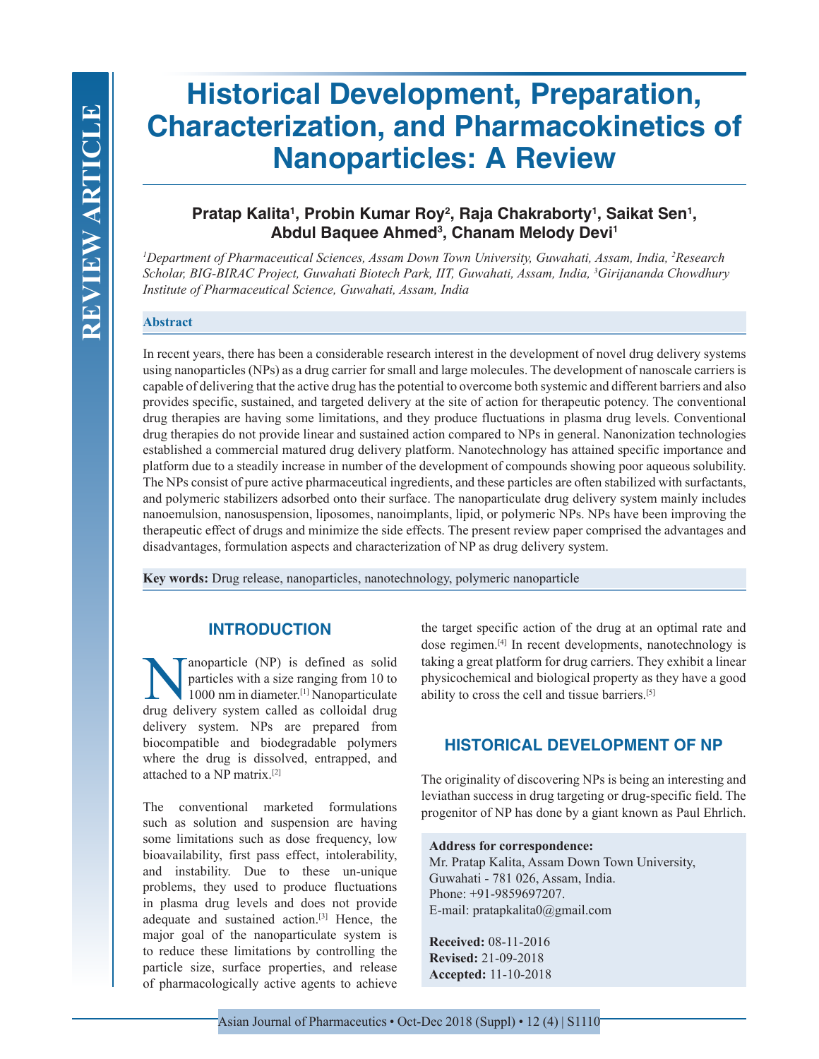# Historical Development, Preparation, Characterization, and Pharmacokinetics of Nanoparticles: A Review

**Pratap Kalita[1], Probin Kumar Roy[2], Raja Chakraborty[1], Saikat Sen[1], Abdul Baquee Ahmed[3], Chanam Melody Devi[1]**

*[1]Department of Pharmaceutical Sciences, Assam Down Town University, Guwahati, Assam, India, [2]Research Scholar, BIG-BIRAC Project, Guwahati Biotech Park, IIT, Guwahati, Assam, India, [3]Girijananda Chowdhury Institute of Pharmaceutical Science, Guwahati, Assam, India*

## Abstract

In recent years, there has been a considerable research interest in the development of novel drug delivery systems using nanoparticles (NPs) as a drug carrier for small and large molecules. The development of nanoscale carriers is capable of delivering that the active drug has the potential to overcome both systemic and different barriers and also provides specific, sustained, and targeted delivery at the site of action for therapeutic potency. The conventional drug therapies are having some limitations, and they produce fluctuations in plasma drug levels. Conventional drug therapies do not provide linear and sustained action compared to NPs in general. Nanonization technologies established a commercial matured drug delivery platform. Nanotechnology has attained specific importance and platform due to a steadily increase in number of the development of compounds showing poor aqueous solubility. The NPs consist of pure active pharmaceutical ingredients, and these particles are often stabilized with surfactants, and polymeric stabilizers adsorbed onto their surface. The nanoparticulate drug delivery system mainly includes nanoemulsion, nanosuspension, liposomes, nanoimplants, lipid, or polymeric NPs. NPs have been improving the therapeutic effect of drugs and minimize the side effects. The present review paper comprised the advantages and disadvantages, formulation aspects and characterization of NP as drug delivery system.

**Key words:** Drug release, nanoparticles, nanotechnology, polymeric nanoparticle

## INTRODUCTION

Nanoparticle (NP) is defined as solid particles with a size ranging from 10 to 1000 nm in diameter.[1] Nanoparticulate drug delivery system called as colloidal drug delivery system. NPs are prepared from biocompatible and biodegradable polymers where the drug is dissolved, entrapped, and attached to a NP matrix.[2]

The conventional marketed formulations such as solution and suspension are having some limitations such as dose frequency, low bioavailability, first pass effect, intolerability, and instability. Due to these un-unique problems, they used to produce fluctuations in plasma drug levels and does not provide adequate and sustained action.[3] Hence, the major goal of the nanoparticulate system is to reduce these limitations by controlling the particle size, surface properties, and release of pharmacologically active agents to achieve the target specific action of the drug at an optimal rate and dose regimen.[4] In recent developments, nanotechnology is taking a great platform for drug carriers. They exhibit a linear physicochemical and biological property as they have a good ability to cross the cell and tissue barriers.[5]

## HISTORICAL DEVELOPMENT OF NP

The originality of discovering NPs is being an interesting and leviathan success in drug targeting or drug-specific field. The progenitor of NP has done by a giant known as Paul Ehrlich.

**Address for correspondence:**
Mr. Pratap Kalita, Assam Down Town University, Guwahati - 781 026, Assam, India.
Phone: +91-9859697207.
E-mail: pratapkalita0@gmail.com

**Received:** 08-11-2016
**Revised:** 21-09-2018
**Accepted:** 11-10-2018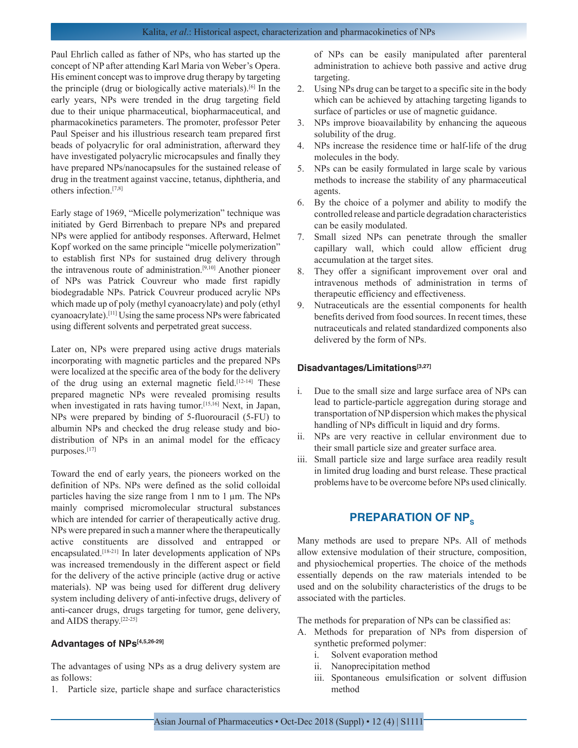Paul Ehrlich called as father of NPs, who has started up the concept of NP after attending Karl Maria von Weber's Opera. His eminent concept was to improve drug therapy by targeting the principle (drug or biologically active materials).[6] In the early years, NPs were trended in the drug targeting field due to their unique pharmaceutical, biopharmaceutical, and pharmacokinetics parameters. The promoter, professor Peter Paul Speiser and his illustrious research team prepared first beads of polyacrylic for oral administration, afterward they have investigated polyacrylic microcapsules and finally they have prepared NPs/nanocapsules for the sustained release of drug in the treatment against vaccine, tetanus, diphtheria, and others infection.[7,8]

Early stage of 1969, "Micelle polymerization" technique was initiated by Gerd Birrenbach to prepare NPs and prepared NPs were applied for antibody responses. Afterward, Helmet Kopf worked on the same principle "micelle polymerization" to establish first NPs for sustained drug delivery through the intravenous route of administration.[9,10] Another pioneer of NPs was Patrick Couvreur who made first rapidly biodegradable NPs. Patrick Couvreur produced acrylic NPs which made up of poly (methyl cyanoacrylate) and poly (ethyl cyanoacrylate).[11] Using the same process NPs were fabricated using different solvents and perpetrated great success.

Later on, NPs were prepared using active drugs materials incorporating with magnetic particles and the prepared NPs were localized at the specific area of the body for the delivery of the drug using an external magnetic field.[12-14] These prepared magnetic NPs were revealed promising results when investigated in rats having tumor.[15,16] Next, in Japan, NPs were prepared by binding of 5-fluorouracil (5-FU) to albumin NPs and checked the drug release study and bio-distribution of NPs in an animal model for the efficacy purposes.[17]

Toward the end of early years, the pioneers worked on the definition of NPs. NPs were defined as the solid colloidal particles having the size range from 1 nm to 1 µm. The NPs mainly comprised micromolecular structural substances which are intended for carrier of therapeutically active drug. NPs were prepared in such a manner where the therapeutically active constituents are dissolved and entrapped or encapsulated.[18-21] In later developments application of NPs was increased tremendously in the different aspect or field for the delivery of the active principle (active drug or active materials). NP was being used for different drug delivery system including delivery of anti-infective drugs, delivery of anti-cancer drugs, drugs targeting for tumor, gene delivery, and AIDS therapy.[22-25]

### Advantages of NPs[4,5,26-29]

The advantages of using NPs as a drug delivery system are as follows:

1. Particle size, particle shape and surface characteristics of NPs can be easily manipulated after parenteral administration to achieve both passive and active drug targeting.
2. Using NPs drug can be target to a specific site in the body which can be achieved by attaching targeting ligands to surface of particles or use of magnetic guidance.
3. NPs improve bioavailability by enhancing the aqueous solubility of the drug.
4. NPs increase the residence time or half-life of the drug molecules in the body.
5. NPs can be easily formulated in large scale by various methods to increase the stability of any pharmaceutical agents.
6. By the choice of a polymer and ability to modify the controlled release and particle degradation characteristics can be easily modulated.
7. Small sized NPs can penetrate through the smaller capillary wall, which could allow efficient drug accumulation at the target sites.
8. They offer a significant improvement over oral and intravenous methods of administration in terms of therapeutic efficiency and effectiveness.
9. Nutraceuticals are the essential components for health benefits derived from food sources. In recent times, these nutraceuticals and related standardized components also delivered by the form of NPs.

### Disadvantages/Limitations[3,27]

i. Due to the small size and large surface area of NPs can lead to particle-particle aggregation during storage and transportation of NP dispersion which makes the physical handling of NPs difficult in liquid and dry forms.
ii. NPs are very reactive in cellular environment due to their small particle size and greater surface area.
iii. Small particle size and large surface area readily result in limited drug loading and burst release. These practical problems have to be overcome before NPs used clinically.

## PREPARATION OF NPs

Many methods are used to prepare NPs. All of methods allow extensive modulation of their structure, composition, and physiochemical properties. The choice of the methods essentially depends on the raw materials intended to be used and on the solubility characteristics of the drugs to be associated with the particles.

The methods for preparation of NPs can be classified as:

A. Methods for preparation of NPs from dispersion of synthetic preformed polymer:
   i. Solvent evaporation method
   ii. Nanoprecipitation method
   iii. Spontaneous emulsification or solvent diffusion method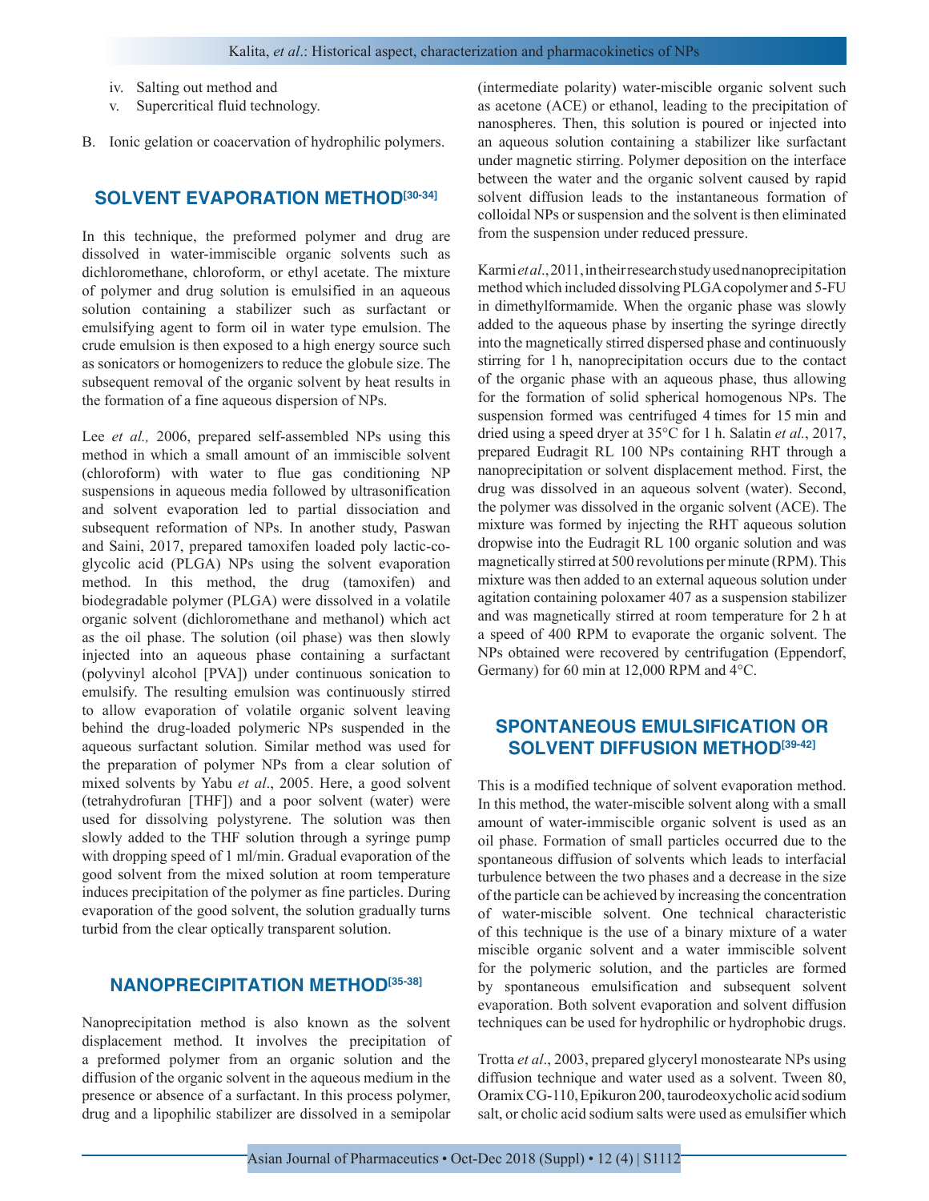iv. Salting out method and
v. Supercritical fluid technology.

B. Ionic gelation or coacervation of hydrophilic polymers.

## SOLVENT EVAPORATION METHOD[30-34]

In this technique, the preformed polymer and drug are dissolved in water-immiscible organic solvents such as dichloromethane, chloroform, or ethyl acetate. The mixture of polymer and drug solution is emulsified in an aqueous solution containing a stabilizer such as surfactant or emulsifying agent to form oil in water type emulsion. The crude emulsion is then exposed to a high energy source such as sonicators or homogenizers to reduce the globule size. The subsequent removal of the organic solvent by heat results in the formation of a fine aqueous dispersion of NPs.

Lee *et al.,* 2006, prepared self-assembled NPs using this method in which a small amount of an immiscible solvent (chloroform) with water to flue gas conditioning NP suspensions in aqueous media followed by ultrasonification and solvent evaporation led to partial dissociation and subsequent reformation of NPs. In another study, Paswan and Saini, 2017, prepared tamoxifen loaded poly lactic-co-glycolic acid (PLGA) NPs using the solvent evaporation method. In this method, the drug (tamoxifen) and biodegradable polymer (PLGA) were dissolved in a volatile organic solvent (dichloromethane and methanol) which act as the oil phase. The solution (oil phase) was then slowly injected into an aqueous phase containing a surfactant (polyvinyl alcohol [PVA]) under continuous sonication to emulsify. The resulting emulsion was continuously stirred to allow evaporation of volatile organic solvent leaving behind the drug-loaded polymeric NPs suspended in the aqueous surfactant solution. Similar method was used for the preparation of polymer NPs from a clear solution of mixed solvents by Yabu *et al*., 2005. Here, a good solvent (tetrahydrofuran [THF]) and a poor solvent (water) were used for dissolving polystyrene. The solution was then slowly added to the THF solution through a syringe pump with dropping speed of 1 ml/min. Gradual evaporation of the good solvent from the mixed solution at room temperature induces precipitation of the polymer as fine particles. During evaporation of the good solvent, the solution gradually turns turbid from the clear optically transparent solution.

## NANOPRECIPITATION METHOD[35-38]

Nanoprecipitation method is also known as the solvent displacement method. It involves the precipitation of a preformed polymer from an organic solution and the diffusion of the organic solvent in the aqueous medium in the presence or absence of a surfactant. In this process polymer, drug and a lipophilic stabilizer are dissolved in a semipolar (intermediate polarity) water-miscible organic solvent such as acetone (ACE) or ethanol, leading to the precipitation of nanospheres. Then, this solution is poured or injected into an aqueous solution containing a stabilizer like surfactant under magnetic stirring. Polymer deposition on the interface between the water and the organic solvent caused by rapid solvent diffusion leads to the instantaneous formation of colloidal NPs or suspension and the solvent is then eliminated from the suspension under reduced pressure.

Karmi *et al*., 2011, in their research study used nanoprecipitation method which included dissolving PLGA copolymer and 5-FU in dimethylformamide. When the organic phase was slowly added to the aqueous phase by inserting the syringe directly into the magnetically stirred dispersed phase and continuously stirring for 1 h, nanoprecipitation occurs due to the contact of the organic phase with an aqueous phase, thus allowing for the formation of solid spherical homogenous NPs. The suspension formed was centrifuged 4 times for 15 min and dried using a speed dryer at 35°C for 1 h. Salatin *et al.*, 2017, prepared Eudragit RL 100 NPs containing RHT through a nanoprecipitation or solvent displacement method. First, the drug was dissolved in an aqueous solvent (water). Second, the polymer was dissolved in the organic solvent (ACE). The mixture was formed by injecting the RHT aqueous solution dropwise into the Eudragit RL 100 organic solution and was magnetically stirred at 500 revolutions per minute (RPM). This mixture was then added to an external aqueous solution under agitation containing poloxamer 407 as a suspension stabilizer and was magnetically stirred at room temperature for 2 h at a speed of 400 RPM to evaporate the organic solvent. The NPs obtained were recovered by centrifugation (Eppendorf, Germany) for 60 min at 12,000 RPM and 4°C.

## SPONTANEOUS EMULSIFICATION OR SOLVENT DIFFUSION METHOD[39-42]

This is a modified technique of solvent evaporation method. In this method, the water-miscible solvent along with a small amount of water-immiscible organic solvent is used as an oil phase. Formation of small particles occurred due to the spontaneous diffusion of solvents which leads to interfacial turbulence between the two phases and a decrease in the size of the particle can be achieved by increasing the concentration of water-miscible solvent. One technical characteristic of this technique is the use of a binary mixture of a water miscible organic solvent and a water immiscible solvent for the polymeric solution, and the particles are formed by spontaneous emulsification and subsequent solvent evaporation. Both solvent evaporation and solvent diffusion techniques can be used for hydrophilic or hydrophobic drugs.

Trotta *et al*., 2003, prepared glyceryl monostearate NPs using diffusion technique and water used as a solvent. Tween 80, Oramix CG-110, Epikuron 200, taurodeoxycholic acid sodium salt, or cholic acid sodium salts were used as emulsifier which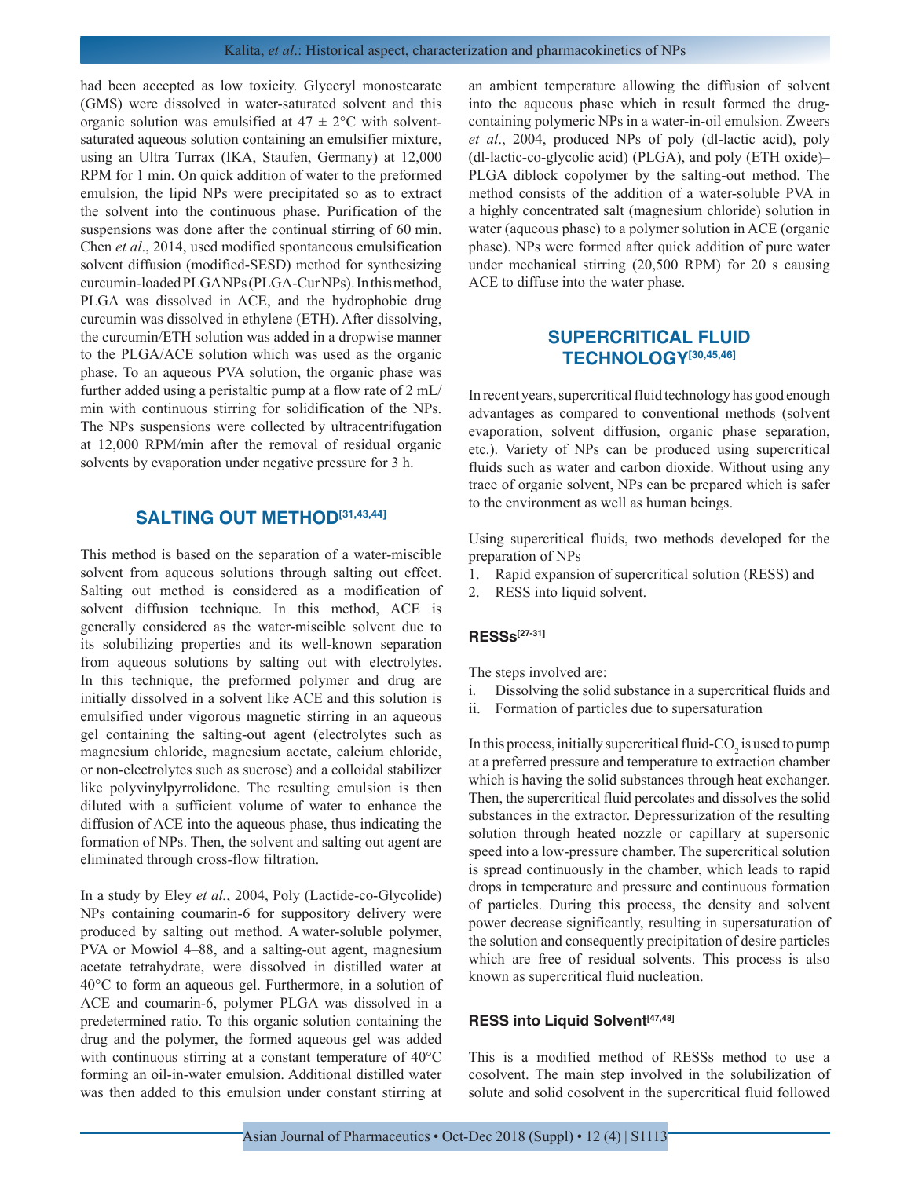had been accepted as low toxicity. Glyceryl monostearate (GMS) were dissolved in water-saturated solvent and this organic solution was emulsified at 47 ± 2°C with solvent-saturated aqueous solution containing an emulsifier mixture, using an Ultra Turrax (IKA, Staufen, Germany) at 12,000 RPM for 1 min. On quick addition of water to the preformed emulsion, the lipid NPs were precipitated so as to extract the solvent into the continuous phase. Purification of the suspensions was done after the continual stirring of 60 min. Chen *et al*., 2014, used modified spontaneous emulsification solvent diffusion (modified-SESD) method for synthesizing curcumin-loaded PLGA NPs (PLGA-Cur NPs). In this method, PLGA was dissolved in ACE, and the hydrophobic drug curcumin was dissolved in ethylene (ETH). After dissolving, the curcumin/ETH solution was added in a dropwise manner to the PLGA/ACE solution which was used as the organic phase. To an aqueous PVA solution, the organic phase was further added using a peristaltic pump at a flow rate of 2 mL/min with continuous stirring for solidification of the NPs. The NPs suspensions were collected by ultracentrifugation at 12,000 RPM/min after the removal of residual organic solvents by evaporation under negative pressure for 3 h.

## SALTING OUT METHOD[31,43,44]

This method is based on the separation of a water-miscible solvent from aqueous solutions through salting out effect. Salting out method is considered as a modification of solvent diffusion technique. In this method, ACE is generally considered as the water-miscible solvent due to its solubilizing properties and its well-known separation from aqueous solutions by salting out with electrolytes. In this technique, the preformed polymer and drug are initially dissolved in a solvent like ACE and this solution is emulsified under vigorous magnetic stirring in an aqueous gel containing the salting-out agent (electrolytes such as magnesium chloride, magnesium acetate, calcium chloride, or non-electrolytes such as sucrose) and a colloidal stabilizer like polyvinylpyrrolidone. The resulting emulsion is then diluted with a sufficient volume of water to enhance the diffusion of ACE into the aqueous phase, thus indicating the formation of NPs. Then, the solvent and salting out agent are eliminated through cross-flow filtration.

In a study by Eley *et al.*, 2004, Poly (Lactide-co-Glycolide) NPs containing coumarin-6 for suppository delivery were produced by salting out method. A water-soluble polymer, PVA or Mowiol 4–88, and a salting-out agent, magnesium acetate tetrahydrate, were dissolved in distilled water at 40°C to form an aqueous gel. Furthermore, in a solution of ACE and coumarin-6, polymer PLGA was dissolved in a predetermined ratio. To this organic solution containing the drug and the polymer, the formed aqueous gel was added with continuous stirring at a constant temperature of 40°C forming an oil-in-water emulsion. Additional distilled water was then added to this emulsion under constant stirring at an ambient temperature allowing the diffusion of solvent into the aqueous phase which in result formed the drug-containing polymeric NPs in a water-in-oil emulsion. Zweers *et al*., 2004, produced NPs of poly (dl-lactic acid), poly (dl-lactic-co-glycolic acid) (PLGA), and poly (ETH oxide)–PLGA diblock copolymer by the salting-out method. The method consists of the addition of a water-soluble PVA in a highly concentrated salt (magnesium chloride) solution in water (aqueous phase) to a polymer solution in ACE (organic phase). NPs were formed after quick addition of pure water under mechanical stirring (20,500 RPM) for 20 s causing ACE to diffuse into the water phase.

## SUPERCRITICAL FLUID TECHNOLOGY[30,45,46]

In recent years, supercritical fluid technology has good enough advantages as compared to conventional methods (solvent evaporation, solvent diffusion, organic phase separation, etc.). Variety of NPs can be produced using supercritical fluids such as water and carbon dioxide. Without using any trace of organic solvent, NPs can be prepared which is safer to the environment as well as human beings.

Using supercritical fluids, two methods developed for the preparation of NPs

1. Rapid expansion of supercritical solution (RESS) and
2. RESS into liquid solvent.

### RESSs[27-31]

The steps involved are:

i. Dissolving the solid substance in a supercritical fluids and
ii. Formation of particles due to supersaturation

In this process, initially supercritical fluid-$CO_2$ is used to pump at a preferred pressure and temperature to extraction chamber which is having the solid substances through heat exchanger. Then, the supercritical fluid percolates and dissolves the solid substances in the extractor. Depressurization of the resulting solution through heated nozzle or capillary at supersonic speed into a low-pressure chamber. The supercritical solution is spread continuously in the chamber, which leads to rapid drops in temperature and pressure and continuous formation of particles. During this process, the density and solvent power decrease significantly, resulting in supersaturation of the solution and consequently precipitation of desire particles which are free of residual solvents. This process is also known as supercritical fluid nucleation.

### RESS into Liquid Solvent[47,48]

This is a modified method of RESSs method to use a cosolvent. The main step involved in the solubilization of solute and solid cosolvent in the supercritical fluid followed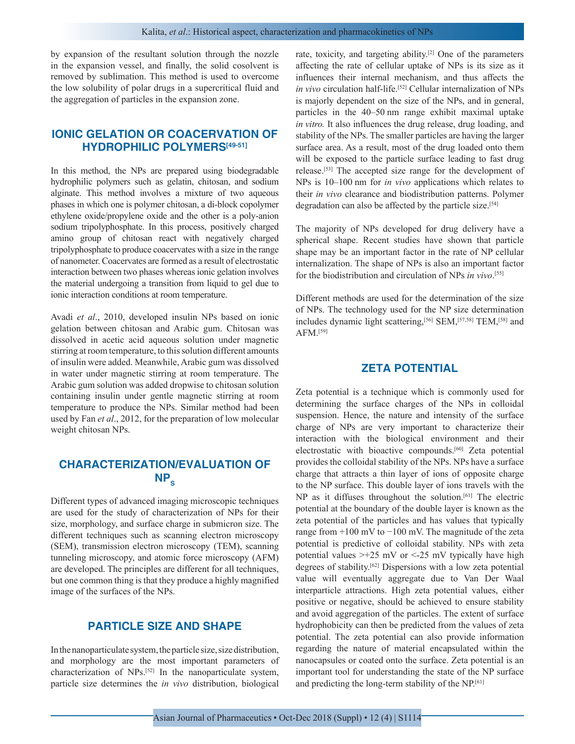by expansion of the resultant solution through the nozzle in the expansion vessel, and finally, the solid cosolvent is removed by sublimation. This method is used to overcome the low solubility of polar drugs in a supercritical fluid and the aggregation of particles in the expansion zone.

## IONIC GELATION OR COACERVATION OF HYDROPHILIC POLYMERS[49-51]

In this method, the NPs are prepared using biodegradable hydrophilic polymers such as gelatin, chitosan, and sodium alginate. This method involves a mixture of two aqueous phases in which one is polymer chitosan, a di-block copolymer ethylene oxide/propylene oxide and the other is a poly-anion sodium tripolyphosphate. In this process, positively charged amino group of chitosan react with negatively charged tripolyphosphate to produce coacervates with a size in the range of nanometer. Coacervates are formed as a result of electrostatic interaction between two phases whereas ionic gelation involves the material undergoing a transition from liquid to gel due to ionic interaction conditions at room temperature.

Avadi *et al*., 2010, developed insulin NPs based on ionic gelation between chitosan and Arabic gum. Chitosan was dissolved in acetic acid aqueous solution under magnetic stirring at room temperature, to this solution different amounts of insulin were added. Meanwhile, Arabic gum was dissolved in water under magnetic stirring at room temperature. The Arabic gum solution was added dropwise to chitosan solution containing insulin under gentle magnetic stirring at room temperature to produce the NPs. Similar method had been used by Fan *et al*., 2012, for the preparation of low molecular weight chitosan NPs.

## CHARACTERIZATION/EVALUATION OF NPs

Different types of advanced imaging microscopic techniques are used for the study of characterization of NPs for their size, morphology, and surface charge in submicron size. The different techniques such as scanning electron microscopy (SEM), transmission electron microscopy (TEM), scanning tunneling microscopy, and atomic force microscopy (AFM) are developed. The principles are different for all techniques, but one common thing is that they produce a highly magnified image of the surfaces of the NPs.

## PARTICLE SIZE AND SHAPE

In the nanoparticulate system, the particle size, size distribution, and morphology are the most important parameters of characterization of NPs.[52] In the nanoparticulate system, particle size determines the *in vivo* distribution, biological rate, toxicity, and targeting ability.[2] One of the parameters affecting the rate of cellular uptake of NPs is its size as it influences their internal mechanism, and thus affects the *in vivo* circulation half-life.[52] Cellular internalization of NPs is majorly dependent on the size of the NPs, and in general, particles in the 40–50 nm range exhibit maximal uptake *in vitro.* It also influences the drug release, drug loading, and stability of the NPs. The smaller particles are having the larger surface area. As a result, most of the drug loaded onto them will be exposed to the particle surface leading to fast drug release.[53] The accepted size range for the development of NPs is 10–100 nm for *in vivo* applications which relates to their *in vivo* clearance and biodistribution patterns. Polymer degradation can also be affected by the particle size.[54]

The majority of NPs developed for drug delivery have a spherical shape. Recent studies have shown that particle shape may be an important factor in the rate of NP cellular internalization. The shape of NPs is also an important factor for the biodistribution and circulation of NPs *in vivo*.[55]

Different methods are used for the determination of the size of NPs. The technology used for the NP size determination includes dynamic light scattering,[56] SEM,[57,58] TEM,[58] and AFM.[59]

## ZETA POTENTIAL

Zeta potential is a technique which is commonly used for determining the surface charges of the NPs in colloidal suspension. Hence, the nature and intensity of the surface charge of NPs are very important to characterize their interaction with the biological environment and their electrostatic with bioactive compounds.[60] Zeta potential provides the colloidal stability of the NPs. NPs have a surface charge that attracts a thin layer of ions of opposite charge to the NP surface. This double layer of ions travels with the NP as it diffuses throughout the solution.[61] The electric potential at the boundary of the double layer is known as the zeta potential of the particles and has values that typically range from +100 mV to −100 mV. The magnitude of the zeta potential is predictive of colloidal stability. NPs with zeta potential values >+25 mV or <-25 mV typically have high degrees of stability.[62] Dispersions with a low zeta potential value will eventually aggregate due to Van Der Waal interparticle attractions. High zeta potential values, either positive or negative, should be achieved to ensure stability and avoid aggregation of the particles. The extent of surface hydrophobicity can then be predicted from the values of zeta potential. The zeta potential can also provide information regarding the nature of material encapsulated within the nanocapsules or coated onto the surface. Zeta potential is an important tool for understanding the state of the NP surface and predicting the long-term stability of the NP.[61]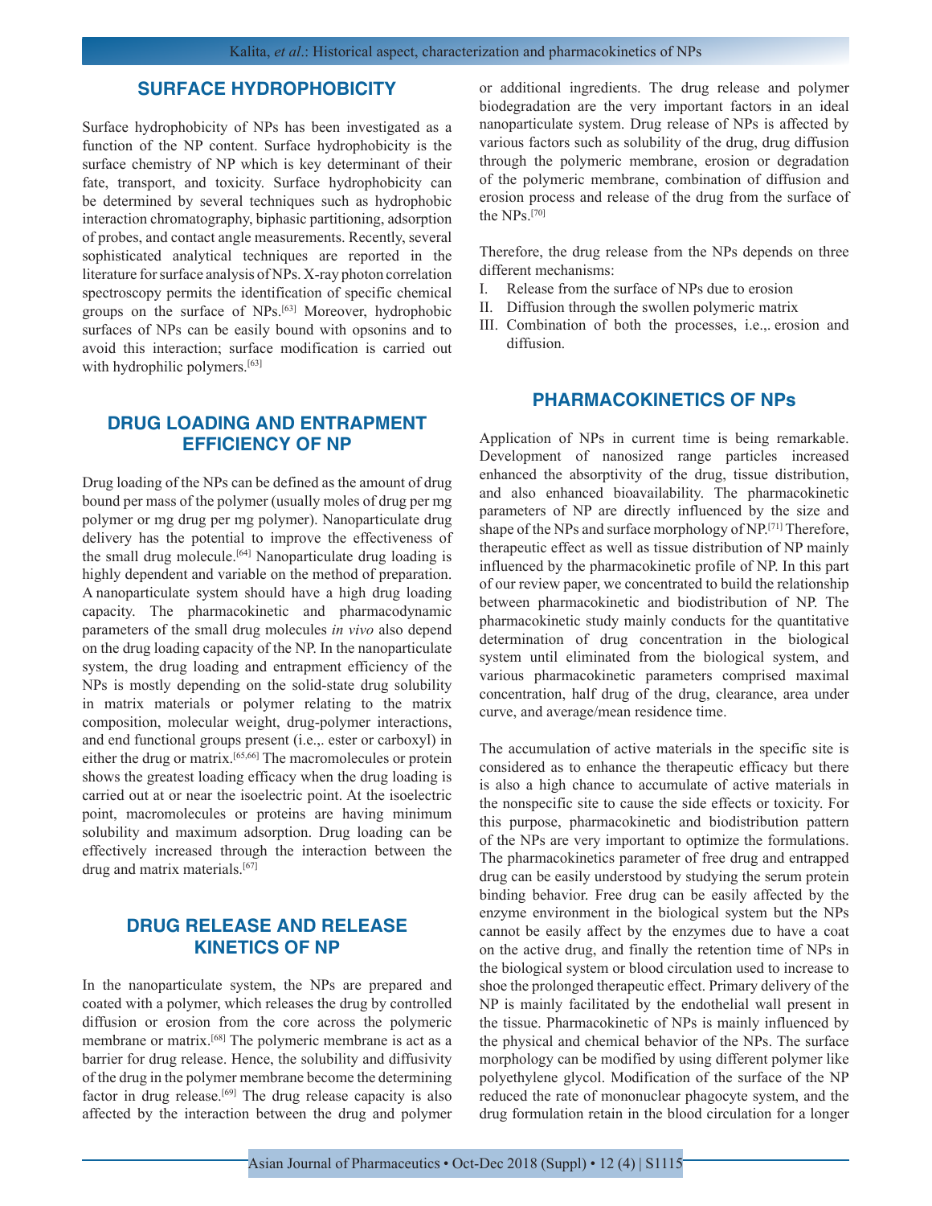## SURFACE HYDROPHOBICITY

Surface hydrophobicity of NPs has been investigated as a function of the NP content. Surface hydrophobicity is the surface chemistry of NP which is key determinant of their fate, transport, and toxicity. Surface hydrophobicity can be determined by several techniques such as hydrophobic interaction chromatography, biphasic partitioning, adsorption of probes, and contact angle measurements. Recently, several sophisticated analytical techniques are reported in the literature for surface analysis of NPs. X-ray photon correlation spectroscopy permits the identification of specific chemical groups on the surface of NPs.[63] Moreover, hydrophobic surfaces of NPs can be easily bound with opsonins and to avoid this interaction; surface modification is carried out with hydrophilic polymers.[63]

## DRUG LOADING AND ENTRAPMENT EFFICIENCY OF NP

Drug loading of the NPs can be defined as the amount of drug bound per mass of the polymer (usually moles of drug per mg polymer or mg drug per mg polymer). Nanoparticulate drug delivery has the potential to improve the effectiveness of the small drug molecule.[64] Nanoparticulate drug loading is highly dependent and variable on the method of preparation. A nanoparticulate system should have a high drug loading capacity. The pharmacokinetic and pharmacodynamic parameters of the small drug molecules *in vivo* also depend on the drug loading capacity of the NP. In the nanoparticulate system, the drug loading and entrapment efficiency of the NPs is mostly depending on the solid-state drug solubility in matrix materials or polymer relating to the matrix composition, molecular weight, drug-polymer interactions, and end functional groups present (i.e.,. ester or carboxyl) in either the drug or matrix.[65,66] The macromolecules or protein shows the greatest loading efficacy when the drug loading is carried out at or near the isoelectric point. At the isoelectric point, macromolecules or proteins are having minimum solubility and maximum adsorption. Drug loading can be effectively increased through the interaction between the drug and matrix materials.[67]

## DRUG RELEASE AND RELEASE KINETICS OF NP

In the nanoparticulate system, the NPs are prepared and coated with a polymer, which releases the drug by controlled diffusion or erosion from the core across the polymeric membrane or matrix.[68] The polymeric membrane is act as a barrier for drug release. Hence, the solubility and diffusivity of the drug in the polymer membrane become the determining factor in drug release.[69] The drug release capacity is also affected by the interaction between the drug and polymer or additional ingredients. The drug release and polymer biodegradation are the very important factors in an ideal nanoparticulate system. Drug release of NPs is affected by various factors such as solubility of the drug, drug diffusion through the polymeric membrane, erosion or degradation of the polymeric membrane, combination of diffusion and erosion process and release of the drug from the surface of the NPs.[70]

Therefore, the drug release from the NPs depends on three different mechanisms:

I. Release from the surface of NPs due to erosion
II. Diffusion through the swollen polymeric matrix
III. Combination of both the processes, i.e.,. erosion and diffusion.

## PHARMACOKINETICS OF NPs

Application of NPs in current time is being remarkable. Development of nanosized range particles increased enhanced the absorptivity of the drug, tissue distribution, and also enhanced bioavailability. The pharmacokinetic parameters of NP are directly influenced by the size and shape of the NPs and surface morphology of NP.[71] Therefore, therapeutic effect as well as tissue distribution of NP mainly influenced by the pharmacokinetic profile of NP. In this part of our review paper, we concentrated to build the relationship between pharmacokinetic and biodistribution of NP. The pharmacokinetic study mainly conducts for the quantitative determination of drug concentration in the biological system until eliminated from the biological system, and various pharmacokinetic parameters comprised maximal concentration, half drug of the drug, clearance, area under curve, and average/mean residence time.

The accumulation of active materials in the specific site is considered as to enhance the therapeutic efficacy but there is also a high chance to accumulate of active materials in the nonspecific site to cause the side effects or toxicity. For this purpose, pharmacokinetic and biodistribution pattern of the NPs are very important to optimize the formulations. The pharmacokinetics parameter of free drug and entrapped drug can be easily understood by studying the serum protein binding behavior. Free drug can be easily affected by the enzyme environment in the biological system but the NPs cannot be easily affect by the enzymes due to have a coat on the active drug, and finally the retention time of NPs in the biological system or blood circulation used to increase to shoe the prolonged therapeutic effect. Primary delivery of the NP is mainly facilitated by the endothelial wall present in the tissue. Pharmacokinetic of NPs is mainly influenced by the physical and chemical behavior of the NPs. The surface morphology can be modified by using different polymer like polyethylene glycol. Modification of the surface of the NP reduced the rate of mononuclear phagocyte system, and the drug formulation retain in the blood circulation for a longer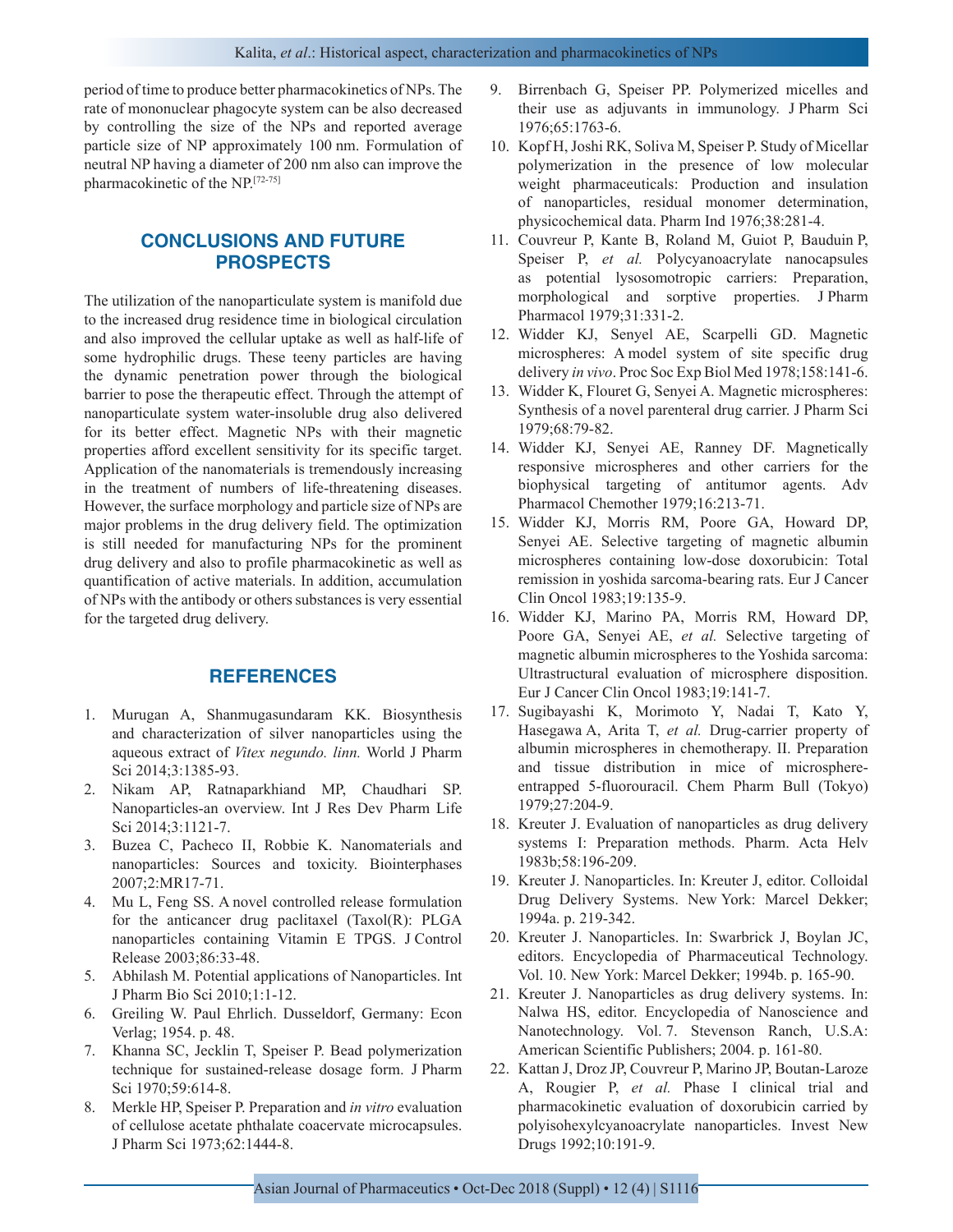period of time to produce better pharmacokinetics of NPs. The rate of mononuclear phagocyte system can be also decreased by controlling the size of the NPs and reported average particle size of NP approximately 100 nm. Formulation of neutral NP having a diameter of 200 nm also can improve the pharmacokinetic of the NP.[72-75]

## CONCLUSIONS AND FUTURE PROSPECTS

The utilization of the nanoparticulate system is manifold due to the increased drug residence time in biological circulation and also improved the cellular uptake as well as half-life of some hydrophilic drugs. These teeny particles are having the dynamic penetration power through the biological barrier to pose the therapeutic effect. Through the attempt of nanoparticulate system water-insoluble drug also delivered for its better effect. Magnetic NPs with their magnetic properties afford excellent sensitivity for its specific target. Application of the nanomaterials is tremendously increasing in the treatment of numbers of life-threatening diseases. However, the surface morphology and particle size of NPs are major problems in the drug delivery field. The optimization is still needed for manufacturing NPs for the prominent drug delivery and also to profile pharmacokinetic as well as quantification of active materials. In addition, accumulation of NPs with the antibody or others substances is very essential for the targeted drug delivery.

## REFERENCES

1. Murugan A, Shanmugasundaram KK. Biosynthesis and characterization of silver nanoparticles using the aqueous extract of *Vitex negundo. linn.* World J Pharm Sci 2014;3:1385-93.
2. Nikam AP, Ratnaparkhiand MP, Chaudhari SP. Nanoparticles-an overview. Int J Res Dev Pharm Life Sci 2014;3:1121-7.
3. Buzea C, Pacheco II, Robbie K. Nanomaterials and nanoparticles: Sources and toxicity. Biointerphases 2007;2:MR17-71.
4. Mu L, Feng SS. A novel controlled release formulation for the anticancer drug paclitaxel (Taxol(R): PLGA nanoparticles containing Vitamin E TPGS. J Control Release 2003;86:33-48.
5. Abhilash M. Potential applications of Nanoparticles. Int J Pharm Bio Sci 2010;1:1-12.
6. Greiling W. Paul Ehrlich. Dusseldorf, Germany: Econ Verlag; 1954. p. 48.
7. Khanna SC, Jecklin T, Speiser P. Bead polymerization technique for sustained-release dosage form. J Pharm Sci 1970;59:614-8.
8. Merkle HP, Speiser P. Preparation and *in vitro* evaluation of cellulose acetate phthalate coacervate microcapsules. J Pharm Sci 1973;62:1444-8.
9. Birrenbach G, Speiser PP. Polymerized micelles and their use as adjuvants in immunology. J Pharm Sci 1976;65:1763-6.
10. Kopf H, Joshi RK, Soliva M, Speiser P. Study of Micellar polymerization in the presence of low molecular weight pharmaceuticals: Production and insulation of nanoparticles, residual monomer determination, physicochemical data. Pharm Ind 1976;38:281-4.
11. Couvreur P, Kante B, Roland M, Guiot P, Bauduin P, Speiser P, *et al.* Polycyanoacrylate nanocapsules as potential lysosomotropic carriers: Preparation, morphological and sorptive properties. J Pharm Pharmacol 1979;31:331-2.
12. Widder KJ, Senyel AE, Scarpelli GD. Magnetic microspheres: A model system of site specific drug delivery *in vivo*. Proc Soc Exp Biol Med 1978;158:141-6.
13. Widder K, Flouret G, Senyei A. Magnetic microspheres: Synthesis of a novel parenteral drug carrier. J Pharm Sci 1979;68:79-82.
14. Widder KJ, Senyei AE, Ranney DF. Magnetically responsive microspheres and other carriers for the biophysical targeting of antitumor agents. Adv Pharmacol Chemother 1979;16:213-71.
15. Widder KJ, Morris RM, Poore GA, Howard DP, Senyei AE. Selective targeting of magnetic albumin microspheres containing low-dose doxorubicin: Total remission in yoshida sarcoma-bearing rats. Eur J Cancer Clin Oncol 1983;19:135-9.
16. Widder KJ, Marino PA, Morris RM, Howard DP, Poore GA, Senyei AE, *et al.* Selective targeting of magnetic albumin microspheres to the Yoshida sarcoma: Ultrastructural evaluation of microsphere disposition. Eur J Cancer Clin Oncol 1983;19:141-7.
17. Sugibayashi K, Morimoto Y, Nadai T, Kato Y, Hasegawa A, Arita T, *et al.* Drug-carrier property of albumin microspheres in chemotherapy. II. Preparation and tissue distribution in mice of microsphere-entrapped 5-fluorouracil. Chem Pharm Bull (Tokyo) 1979;27:204-9.
18. Kreuter J. Evaluation of nanoparticles as drug delivery systems I: Preparation methods. Pharm. Acta Helv 1983b;58:196-209.
19. Kreuter J. Nanoparticles. In: Kreuter J, editor. Colloidal Drug Delivery Systems. New York: Marcel Dekker; 1994a. p. 219-342.
20. Kreuter J. Nanoparticles. In: Swarbrick J, Boylan JC, editors. Encyclopedia of Pharmaceutical Technology. Vol. 10. New York: Marcel Dekker; 1994b. p. 165-90.
21. Kreuter J. Nanoparticles as drug delivery systems. In: Nalwa HS, editor. Encyclopedia of Nanoscience and Nanotechnology. Vol. 7. Stevenson Ranch, U.S.A: American Scientific Publishers; 2004. p. 161-80.
22. Kattan J, Droz JP, Couvreur P, Marino JP, Boutan-Laroze A, Rougier P, *et al.* Phase I clinical trial and pharmacokinetic evaluation of doxorubicin carried by polyisohexylcyanoacrylate nanoparticles. Invest New Drugs 1992;10:191-9.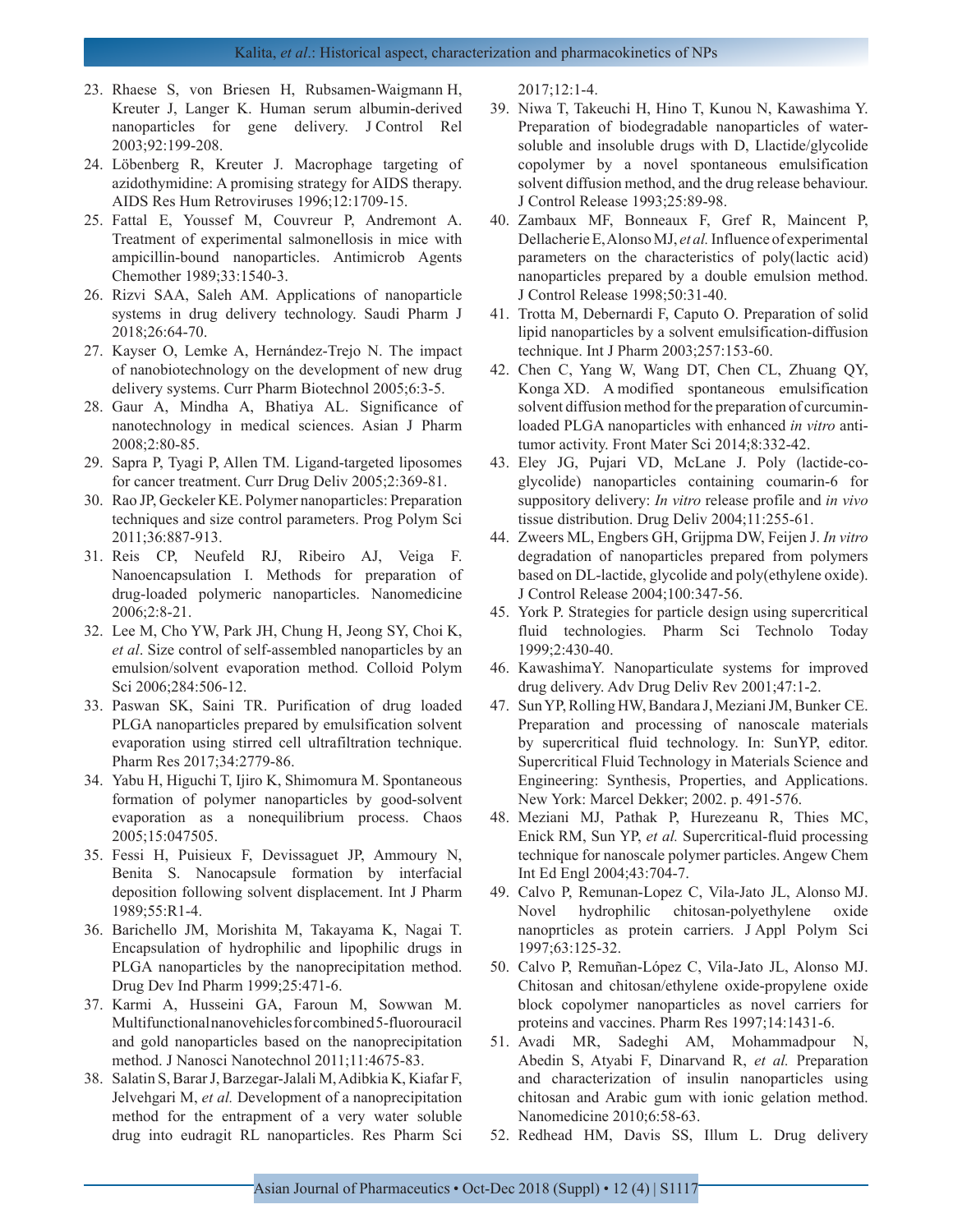23. Rhaese S, von Briesen H, Rubsamen-Waigmann H, Kreuter J, Langer K. Human serum albumin-derived nanoparticles for gene delivery. J Control Rel 2003;92:199-208.
24. Löbenberg R, Kreuter J. Macrophage targeting of azidothymidine: A promising strategy for AIDS therapy. AIDS Res Hum Retroviruses 1996;12:1709-15.
25. Fattal E, Youssef M, Couvreur P, Andremont A. Treatment of experimental salmonellosis in mice with ampicillin-bound nanoparticles. Antimicrob Agents Chemother 1989;33:1540-3.
26. Rizvi SAA, Saleh AM. Applications of nanoparticle systems in drug delivery technology. Saudi Pharm J 2018;26:64-70.
27. Kayser O, Lemke A, Hernández-Trejo N. The impact of nanobiotechnology on the development of new drug delivery systems. Curr Pharm Biotechnol 2005;6:3-5.
28. Gaur A, Mindha A, Bhatiya AL. Significance of nanotechnology in medical sciences. Asian J Pharm 2008;2:80-85.
29. Sapra P, Tyagi P, Allen TM. Ligand-targeted liposomes for cancer treatment. Curr Drug Deliv 2005;2:369-81.
30. Rao JP, Geckeler KE. Polymer nanoparticles: Preparation techniques and size control parameters. Prog Polym Sci 2011;36:887-913.
31. Reis CP, Neufeld RJ, Ribeiro AJ, Veiga F. Nanoencapsulation I. Methods for preparation of drug-loaded polymeric nanoparticles. Nanomedicine 2006;2:8-21.
32. Lee M, Cho YW, Park JH, Chung H, Jeong SY, Choi K, *et al*. Size control of self-assembled nanoparticles by an emulsion/solvent evaporation method. Colloid Polym Sci 2006;284:506-12.
33. Paswan SK, Saini TR. Purification of drug loaded PLGA nanoparticles prepared by emulsification solvent evaporation using stirred cell ultrafiltration technique. Pharm Res 2017;34:2779-86.
34. Yabu H, Higuchi T, Ijiro K, Shimomura M. Spontaneous formation of polymer nanoparticles by good-solvent evaporation as a nonequilibrium process. Chaos 2005;15:047505.
35. Fessi H, Puisieux F, Devissaguet JP, Ammoury N, Benita S. Nanocapsule formation by interfacial deposition following solvent displacement. Int J Pharm 1989;55:R1-4.
36. Barichello JM, Morishita M, Takayama K, Nagai T. Encapsulation of hydrophilic and lipophilic drugs in PLGA nanoparticles by the nanoprecipitation method. Drug Dev Ind Pharm 1999;25:471-6.
37. Karmi A, Husseini GA, Faroun M, Sowwan M. Multifunctional nanovehicles for combined 5-fluorouracil and gold nanoparticles based on the nanoprecipitation method. J Nanosci Nanotechnol 2011;11:4675-83.
38. Salatin S, Barar J, Barzegar-Jalali M, Adibkia K, Kiafar F, Jelvehgari M, *et al.* Development of a nanoprecipitation method for the entrapment of a very water soluble drug into eudragit RL nanoparticles. Res Pharm Sci 2017;12:1-4.
39. Niwa T, Takeuchi H, Hino T, Kunou N, Kawashima Y. Preparation of biodegradable nanoparticles of water-soluble and insoluble drugs with D, Llactide/glycolide copolymer by a novel spontaneous emulsification solvent diffusion method, and the drug release behaviour. J Control Release 1993;25:89-98.
40. Zambaux MF, Bonneaux F, Gref R, Maincent P, Dellacherie E, Alonso MJ, *et al.* Influence of experimental parameters on the characteristics of poly(lactic acid) nanoparticles prepared by a double emulsion method. J Control Release 1998;50:31-40.
41. Trotta M, Debernardi F, Caputo O. Preparation of solid lipid nanoparticles by a solvent emulsification-diffusion technique. Int J Pharm 2003;257:153-60.
42. Chen C, Yang W, Wang DT, Chen CL, Zhuang QY, Konga XD. A modified spontaneous emulsification solvent diffusion method for the preparation of curcumin-loaded PLGA nanoparticles with enhanced *in vitro* anti-tumor activity. Front Mater Sci 2014;8:332-42.
43. Eley JG, Pujari VD, McLane J. Poly (lactide-co-glycolide) nanoparticles containing coumarin-6 for suppository delivery: *In vitro* release profile and *in vivo* tissue distribution. Drug Deliv 2004;11:255-61.
44. Zweers ML, Engbers GH, Grijpma DW, Feijen J. *In vitro* degradation of nanoparticles prepared from polymers based on DL-lactide, glycolide and poly(ethylene oxide). J Control Release 2004;100:347-56.
45. York P. Strategies for particle design using supercritical fluid technologies. Pharm Sci Technolo Today 1999;2:430-40.
46. KawashimaY. Nanoparticulate systems for improved drug delivery. Adv Drug Deliv Rev 2001;47:1-2.
47. Sun YP, Rolling HW, Bandara J, Meziani JM, Bunker CE. Preparation and processing of nanoscale materials by supercritical fluid technology. In: SunYP, editor. Supercritical Fluid Technology in Materials Science and Engineering: Synthesis, Properties, and Applications. New York: Marcel Dekker; 2002. p. 491-576.
48. Meziani MJ, Pathak P, Hurezeanu R, Thies MC, Enick RM, Sun YP, *et al.* Supercritical-fluid processing technique for nanoscale polymer particles. Angew Chem Int Ed Engl 2004;43:704-7.
49. Calvo P, Remunan-Lopez C, Vila-Jato JL, Alonso MJ. Novel hydrophilic chitosan-polyethylene oxide nanoprticles as protein carriers. J Appl Polym Sci 1997;63:125-32.
50. Calvo P, Remuñan-López C, Vila-Jato JL, Alonso MJ. Chitosan and chitosan/ethylene oxide-propylene oxide block copolymer nanoparticles as novel carriers for proteins and vaccines. Pharm Res 1997;14:1431-6.
51. Avadi MR, Sadeghi AM, Mohammadpour N, Abedin S, Atyabi F, Dinarvand R, *et al.* Preparation and characterization of insulin nanoparticles using chitosan and Arabic gum with ionic gelation method. Nanomedicine 2010;6:58-63.
52. Redhead HM, Davis SS, Illum L. Drug delivery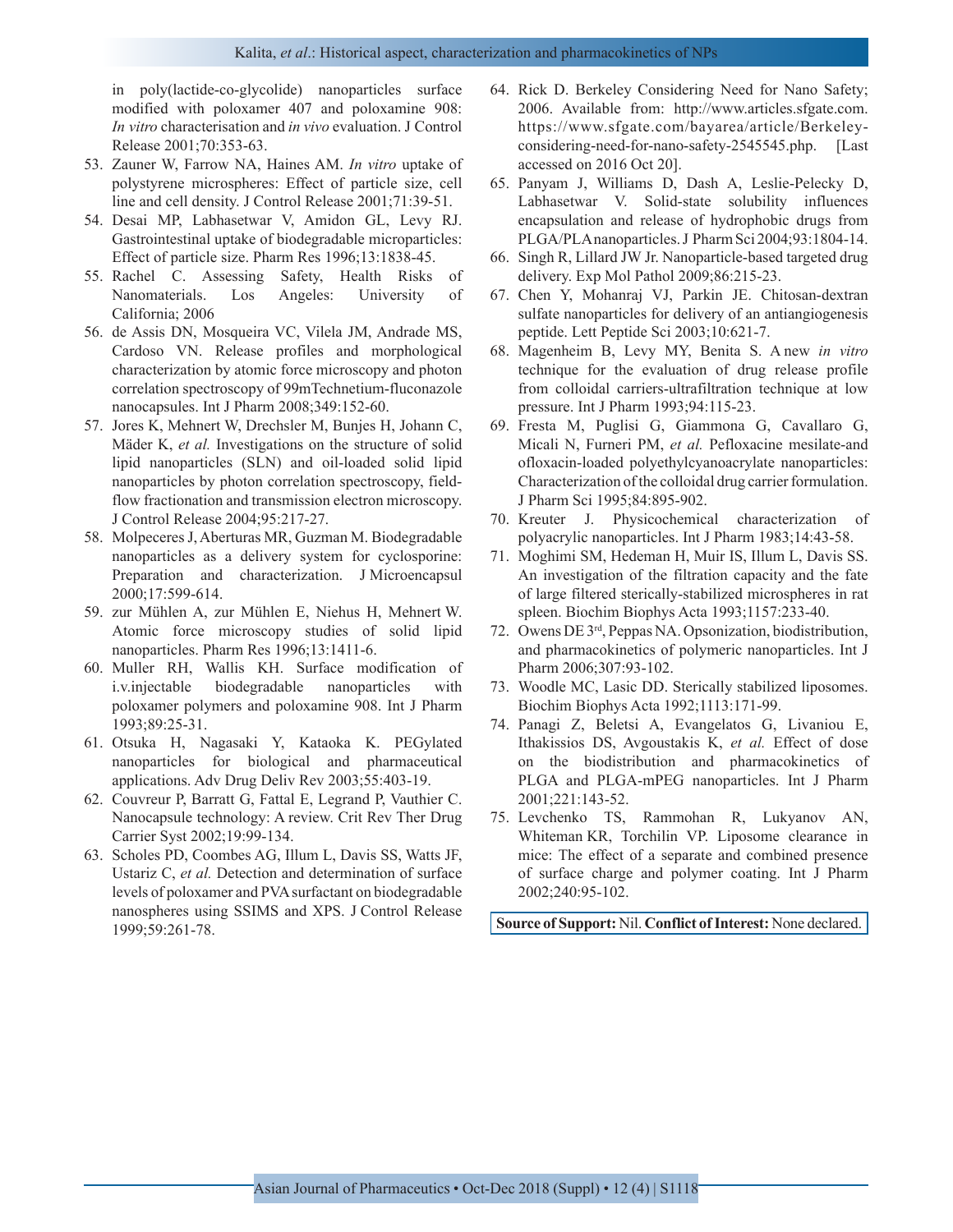in poly(lactide-co-glycolide) nanoparticles surface modified with poloxamer 407 and poloxamine 908: *In vitro* characterisation and *in vivo* evaluation. J Control Release 2001;70:353-63.

53. Zauner W, Farrow NA, Haines AM. *In vitro* uptake of polystyrene microspheres: Effect of particle size, cell line and cell density. J Control Release 2001;71:39-51.
54. Desai MP, Labhasetwar V, Amidon GL, Levy RJ. Gastrointestinal uptake of biodegradable microparticles: Effect of particle size. Pharm Res 1996;13:1838-45.
55. Rachel C. Assessing Safety, Health Risks of Nanomaterials. Los Angeles: University of California; 2006
56. de Assis DN, Mosqueira VC, Vilela JM, Andrade MS, Cardoso VN. Release profiles and morphological characterization by atomic force microscopy and photon correlation spectroscopy of 99mTechnetium-fluconazole nanocapsules. Int J Pharm 2008;349:152-60.
57. Jores K, Mehnert W, Drechsler M, Bunjes H, Johann C, Mäder K, *et al.* Investigations on the structure of solid lipid nanoparticles (SLN) and oil-loaded solid lipid nanoparticles by photon correlation spectroscopy, field-flow fractionation and transmission electron microscopy. J Control Release 2004;95:217-27.
58. Molpeceres J, Aberturas MR, Guzman M. Biodegradable nanoparticles as a delivery system for cyclosporine: Preparation and characterization. J Microencapsul 2000;17:599-614.
59. zur Mühlen A, zur Mühlen E, Niehus H, Mehnert W. Atomic force microscopy studies of solid lipid nanoparticles. Pharm Res 1996;13:1411-6.
60. Muller RH, Wallis KH. Surface modification of i.v.injectable biodegradable nanoparticles with poloxamer polymers and poloxamine 908. Int J Pharm 1993;89:25-31.
61. Otsuka H, Nagasaki Y, Kataoka K. PEGylated nanoparticles for biological and pharmaceutical applications. Adv Drug Deliv Rev 2003;55:403-19.
62. Couvreur P, Barratt G, Fattal E, Legrand P, Vauthier C. Nanocapsule technology: A review. Crit Rev Ther Drug Carrier Syst 2002;19:99-134.
63. Scholes PD, Coombes AG, Illum L, Davis SS, Watts JF, Ustariz C, *et al.* Detection and determination of surface levels of poloxamer and PVA surfactant on biodegradable nanospheres using SSIMS and XPS. J Control Release 1999;59:261-78.
64. Rick D. Berkeley Considering Need for Nano Safety; 2006. Available from: http://www.articles.sfgate.com. https://www.sfgate.com/bayarea/article/Berkeley-considering-need-for-nano-safety-2545545.php. [Last accessed on 2016 Oct 20].
65. Panyam J, Williams D, Dash A, Leslie-Pelecky D, Labhasetwar V. Solid-state solubility influences encapsulation and release of hydrophobic drugs from PLGA/PLA nanoparticles. J Pharm Sci 2004;93:1804-14.
66. Singh R, Lillard JW Jr. Nanoparticle-based targeted drug delivery. Exp Mol Pathol 2009;86:215-23.
67. Chen Y, Mohanraj VJ, Parkin JE. Chitosan-dextran sulfate nanoparticles for delivery of an antiangiogenesis peptide. Lett Peptide Sci 2003;10:621-7.
68. Magenheim B, Levy MY, Benita S. A new *in vitro* technique for the evaluation of drug release profile from colloidal carriers-ultrafiltration technique at low pressure. Int J Pharm 1993;94:115-23.
69. Fresta M, Puglisi G, Giammona G, Cavallaro G, Micali N, Furneri PM, *et al.* Pefloxacine mesilate-and ofloxacin-loaded polyethylcyanoacrylate nanoparticles: Characterization of the colloidal drug carrier formulation. J Pharm Sci 1995;84:895-902.
70. Kreuter J. Physicochemical characterization of polyacrylic nanoparticles. Int J Pharm 1983;14:43-58.
71. Moghimi SM, Hedeman H, Muir IS, Illum L, Davis SS. An investigation of the filtration capacity and the fate of large filtered sterically-stabilized microspheres in rat spleen. Biochim Biophys Acta 1993;1157:233-40.
72. Owens DE 3rd, Peppas NA. Opsonization, biodistribution, and pharmacokinetics of polymeric nanoparticles. Int J Pharm 2006;307:93-102.
73. Woodle MC, Lasic DD. Sterically stabilized liposomes. Biochim Biophys Acta 1992;1113:171-99.
74. Panagi Z, Beletsi A, Evangelatos G, Livaniou E, Ithakissios DS, Avgoustakis K, *et al.* Effect of dose on the biodistribution and pharmacokinetics of PLGA and PLGA-mPEG nanoparticles. Int J Pharm 2001;221:143-52.
75. Levchenko TS, Rammohan R, Lukyanov AN, Whiteman KR, Torchilin VP. Liposome clearance in mice: The effect of a separate and combined presence of surface charge and polymer coating. Int J Pharm 2002;240:95-102.

**Source of Support:** Nil. **Conflict of Interest:** None declared.